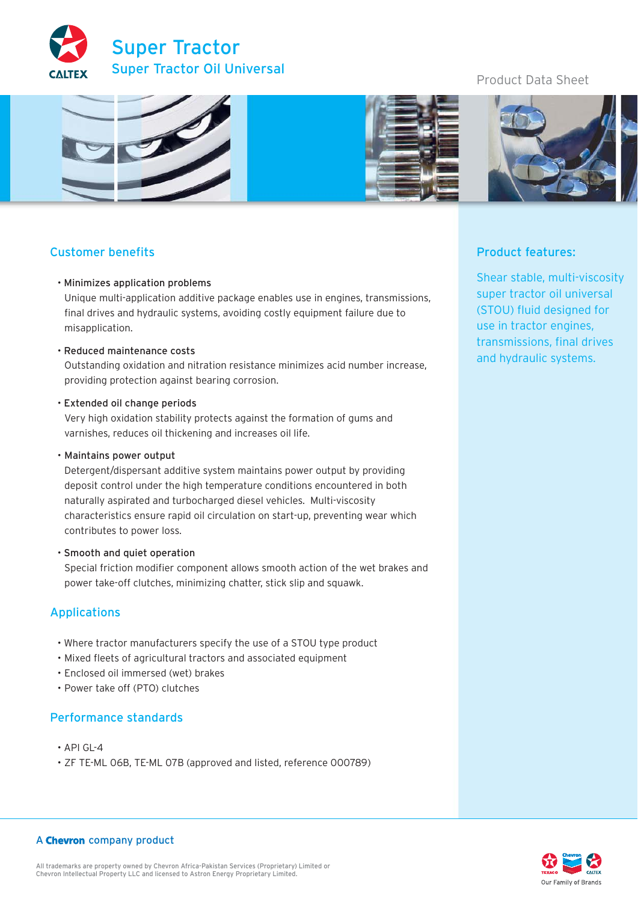# Super Tractor

## Super Tractor Oil Universal

Product Data Sheet

## Customer benefits

- **Minimizes application problems**
  Unique multi-application additive package enables use in engines, transmissions, final drives and hydraulic systems, avoiding costly equipment failure due to misapplication.
- **Reduced maintenance costs**
  Outstanding oxidation and nitration resistance minimizes acid number increase, providing protection against bearing corrosion.
- **Extended oil change periods**
  Very high oxidation stability protects against the formation of gums and varnishes, reduces oil thickening and increases oil life.
- **Maintains power output**
  Detergent/dispersant additive system maintains power output by providing deposit control under the high temperature conditions encountered in both naturally aspirated and turbocharged diesel vehicles. Multi-viscosity characteristics ensure rapid oil circulation on start-up, preventing wear which contributes to power loss.
- **Smooth and quiet operation**
  Special friction modifier component allows smooth action of the wet brakes and power take-off clutches, minimizing chatter, stick slip and squawk.

## Applications

- Where tractor manufacturers specify the use of a STOU type product
- Mixed fleets of agricultural tractors and associated equipment
- Enclosed oil immersed (wet) brakes
- Power take off (PTO) clutches

## Performance standards

- API GL-4
- ZF TE-ML 06B, TE-ML 07B (approved and listed, reference 000789)

## Product features:

Shear stable, multi-viscosity super tractor oil universal (STOU) fluid designed for use in tractor engines, transmissions, final drives and hydraulic systems.

A **Chevron** company product

All trademarks are property owned by Chevron Africa-Pakistan Services (Proprietary) Limited or Chevron Intellectual Property LLC and licensed to Astron Energy Proprietary Limited.

Our Family of Brands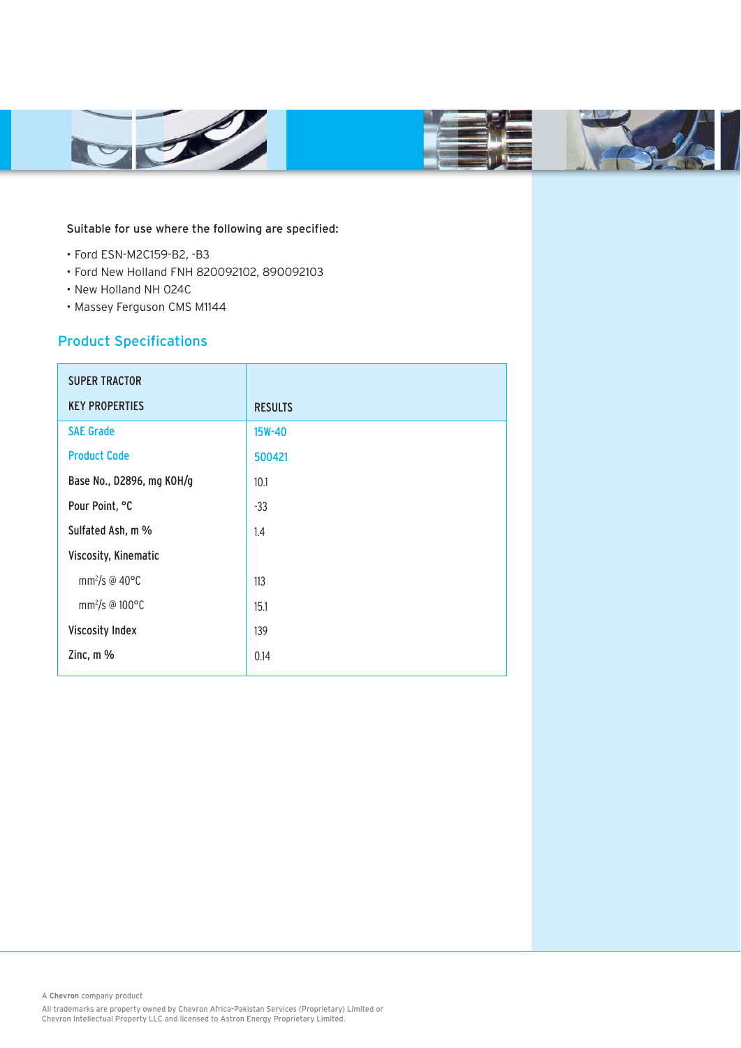Suitable for use where the following are specified:

- Ford ESN-M2C159-B2, -B3
- Ford New Holland FNH 820092102, 890092103
- New Holland NH 024C
- Massey Ferguson CMS M1144

## Product Specifications

| SUPER TRACTOR<br>KEY PROPERTIES | RESULTS |
|---|---|
| SAE Grade | 15W-40 |
| Product Code | 500421 |
| Base No., D2896, mg KOH/g | 10.1 |
| Pour Point, °C | -33 |
| Sulfated Ash, m % | 1.4 |
| Viscosity, Kinematic | |
| $mm^2/s$ @ 40°C | 113 |
| $mm^2/s$ @ 100°C | 15.1 |
| Viscosity Index | 139 |
| Zinc, m % | 0.14 |

A **Chevron** company product

All trademarks are property owned by Chevron Africa-Pakistan Services (Proprietary) Limited or Chevron Intellectual Property LLC and licensed to Astron Energy Proprietary Limited.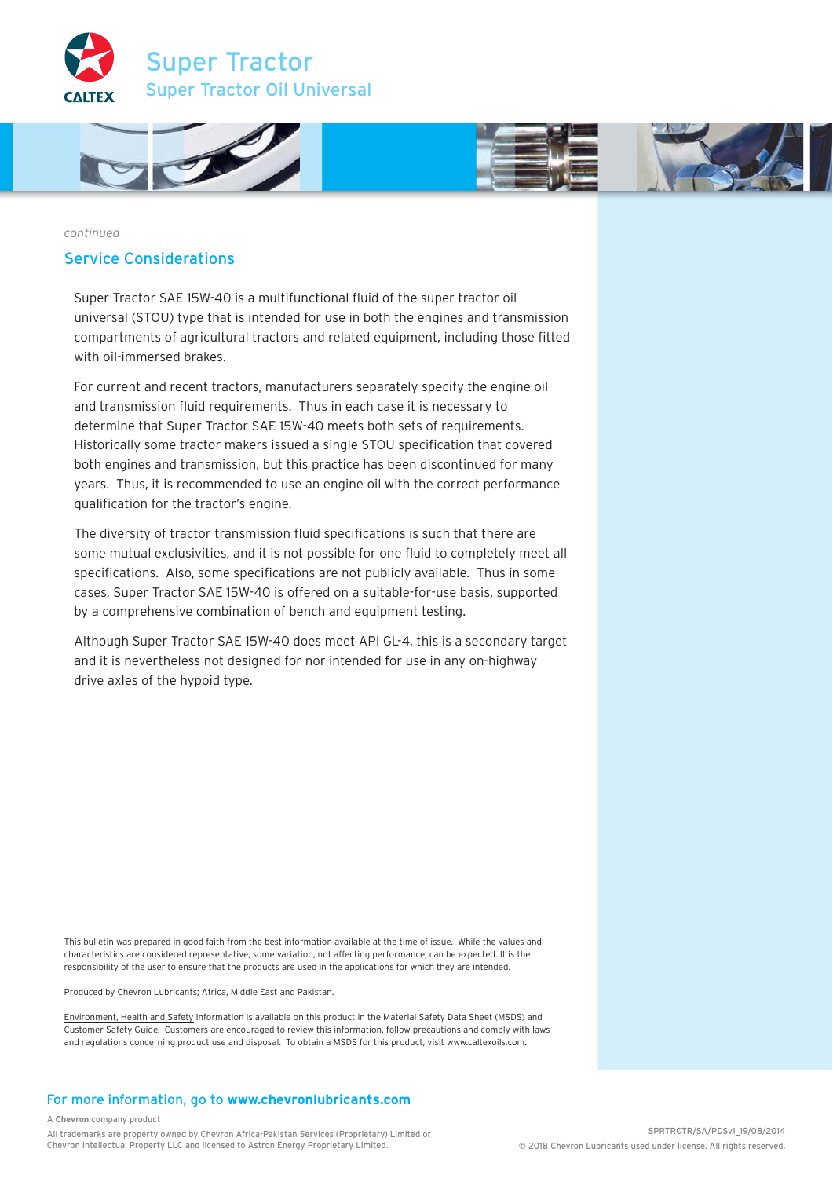# Super Tractor

## Super Tractor Oil Universal

*continued*

## Service Considerations

Super Tractor SAE 15W-40 is a multifunctional fluid of the super tractor oil universal (STOU) type that is intended for use in both the engines and transmission compartments of agricultural tractors and related equipment, including those fitted with oil-immersed brakes.

For current and recent tractors, manufacturers separately specify the engine oil and transmission fluid requirements. Thus in each case it is necessary to determine that Super Tractor SAE 15W-40 meets both sets of requirements. Historically some tractor makers issued a single STOU specification that covered both engines and transmission, but this practice has been discontinued for many years. Thus, it is recommended to use an engine oil with the correct performance qualification for the tractor's engine.

The diversity of tractor transmission fluid specifications is such that there are some mutual exclusivities, and it is not possible for one fluid to completely meet all specifications. Also, some specifications are not publicly available. Thus in some cases, Super Tractor SAE 15W-40 is offered on a suitable-for-use basis, supported by a comprehensive combination of bench and equipment testing.

Although Super Tractor SAE 15W-40 does meet API GL-4, this is a secondary target and it is nevertheless not designed for nor intended for use in any on-highway drive axles of the hypoid type.

This bulletin was prepared in good faith from the best information available at the time of issue. While the values and characteristics are considered representative, some variation, not affecting performance, can be expected. It is the responsibility of the user to ensure that the products are used in the applications for which they are intended.

Produced by Chevron Lubricants; Africa, Middle East and Pakistan.

Environment, Health and Safety Information is available on this product in the Material Safety Data Sheet (MSDS) and Customer Safety Guide. Customers are encouraged to review this information, follow precautions and comply with laws and regulations concerning product use and disposal. To obtain a MSDS for this product, visit www.caltexoils.com.

For more information, go to **www.chevronlubricants.com**

A **Chevron** company product

All trademarks are property owned by Chevron Africa-Pakistan Services (Proprietary) Limited or Chevron Intellectual Property LLC and licensed to Astron Energy Proprietary Limited.

SPRTRCTR/SA/PDSv1_19/08/2014

© 2018 Chevron Lubricants used under license. All rights reserved.